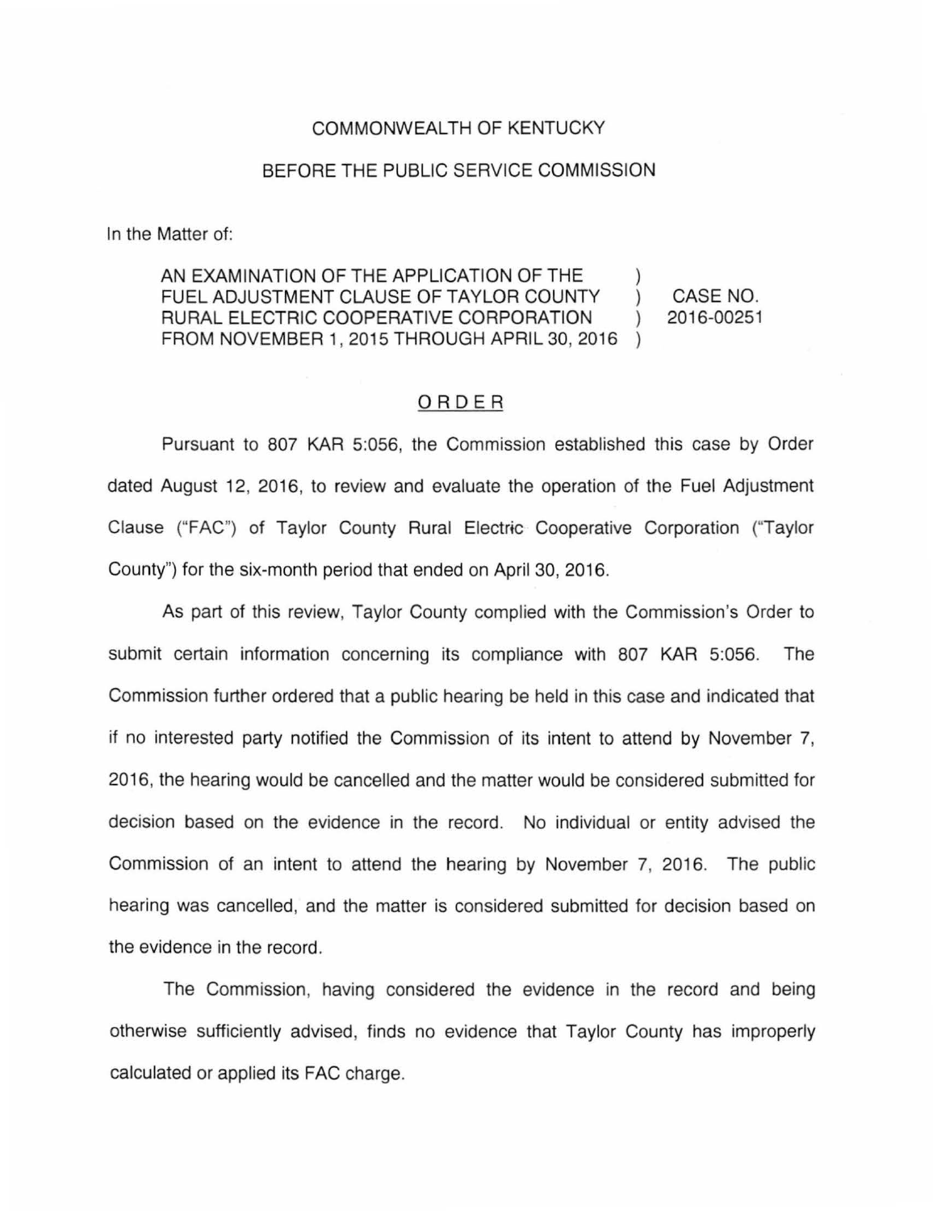COMMONWEALTH OF KENTUCKY

BEFORE THE PUBLIC SERVICE COMMISSION

In the Matter of:

| | | |
|---|---|---|
| AN EXAMINATION OF THE APPLICATION OF THE FUEL ADJUSTMENT CLAUSE OF TAYLOR COUNTY RURAL ELECTRIC COOPERATIVE CORPORATION FROM NOVEMBER 1, 2015 THROUGH APRIL 30, 2016 | ) | CASE NO. 2016-00251 |

## ORDER

Pursuant to 807 KAR 5:056, the Commission established this case by Order dated August 12, 2016, to review and evaluate the operation of the Fuel Adjustment Clause ("FAC") of Taylor County Rural Electric Cooperative Corporation ("Taylor County") for the six-month period that ended on April 30, 2016.

As part of this review, Taylor County complied with the Commission's Order to submit certain information concerning its compliance with 807 KAR 5:056. The Commission further ordered that a public hearing be held in this case and indicated that if no interested party notified the Commission of its intent to attend by November 7, 2016, the hearing would be cancelled and the matter would be considered submitted for decision based on the evidence in the record. No individual or entity advised the Commission of an intent to attend the hearing by November 7, 2016. The public hearing was cancelled, and the matter is considered submitted for decision based on the evidence in the record.

The Commission, having considered the evidence in the record and being otherwise sufficiently advised, finds no evidence that Taylor County has improperly calculated or applied its FAC charge.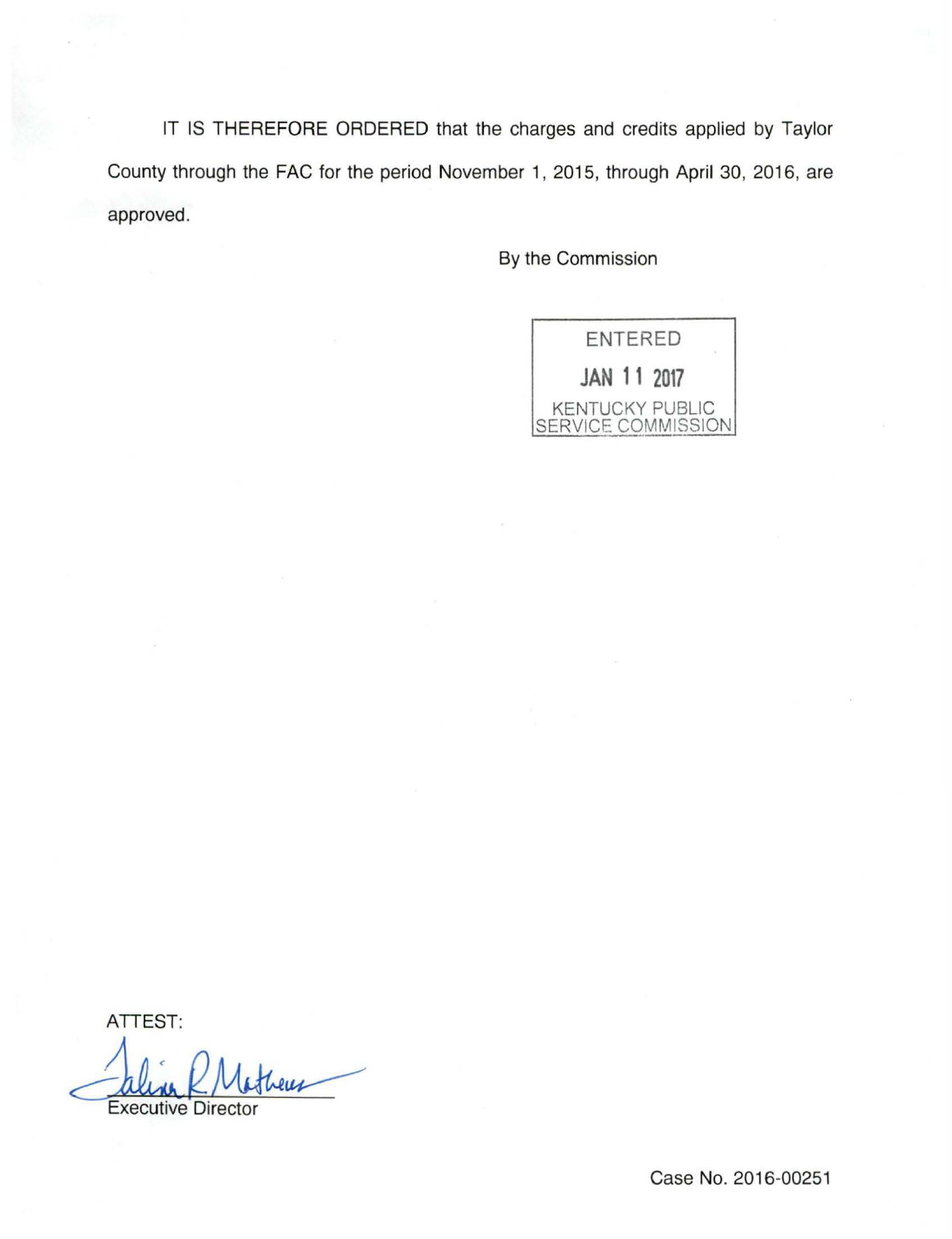IT IS THEREFORE ORDERED that the charges and credits applied by Taylor County through the FAC for the period November 1, 2015, through April 30, 2016, are approved.

By the Commission

ENTERED

JAN 11 2017

KENTUCKY PUBLIC SERVICE COMMISSION

ATTEST:

Executive Director

Case No. 2016-00251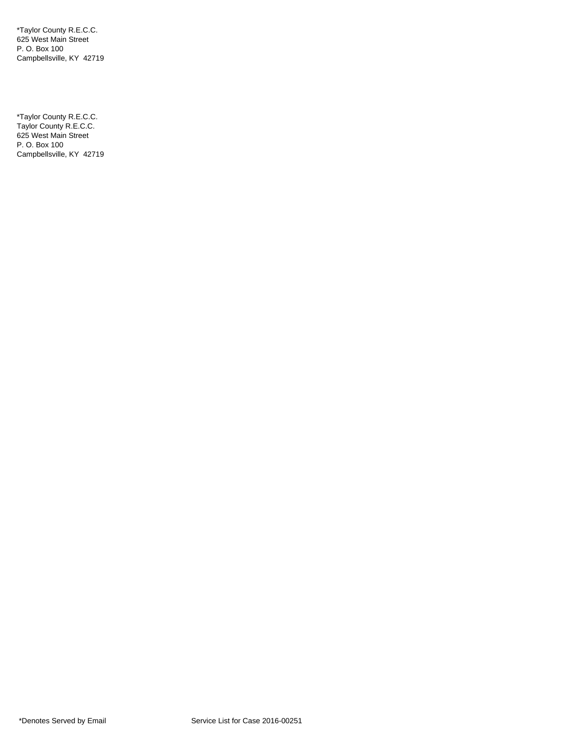*Taylor County R.E.C.C.
625 West Main Street
P. O. Box 100
Campbellsville, KY  42719

*Taylor County R.E.C.C.
Taylor County R.E.C.C.
625 West Main Street
P. O. Box 100
Campbellsville, KY  42719

*Denotes Served by Email

Service List for Case 2016-00251